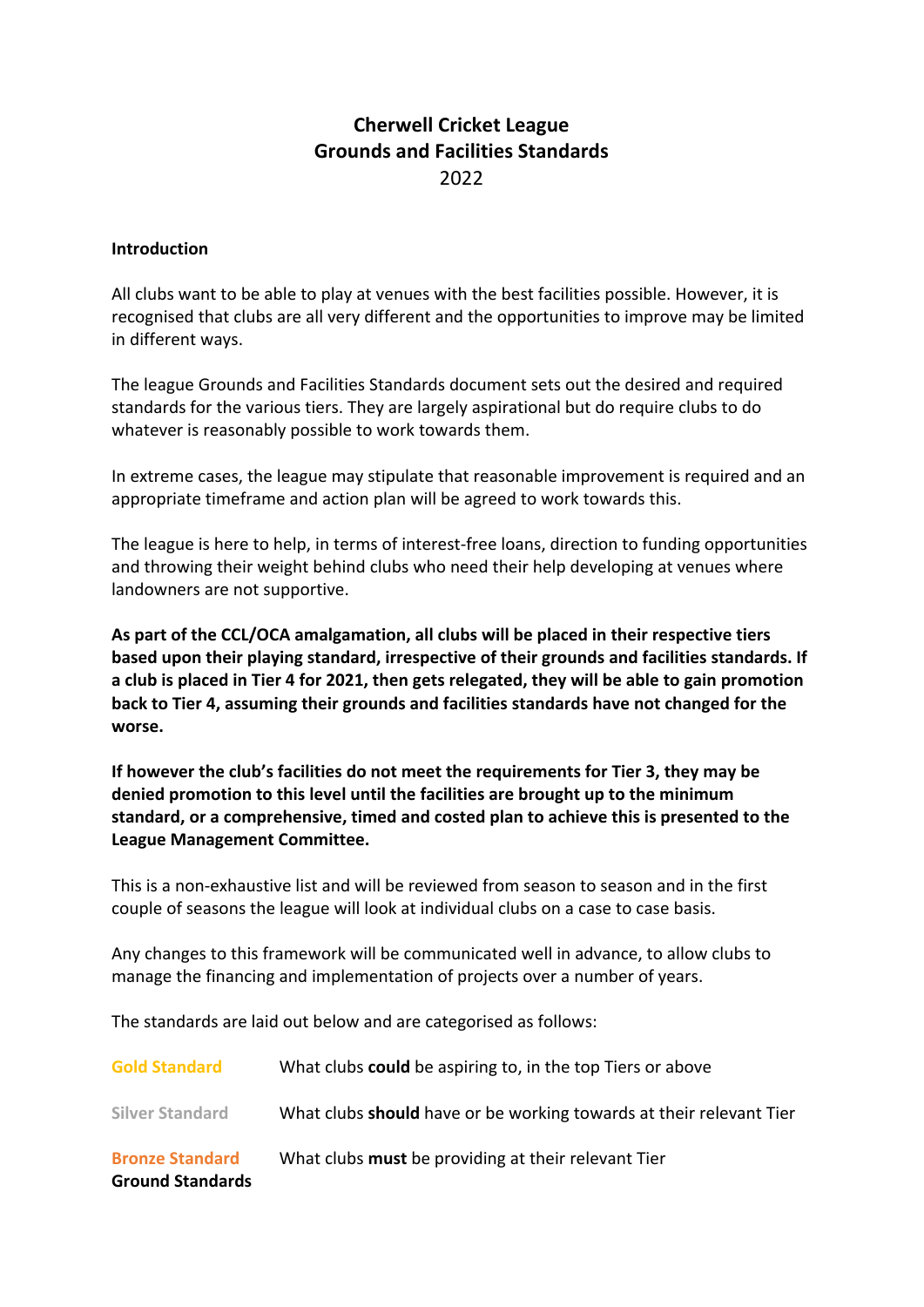# Cherwell Cricket League
# Grounds and Facilities Standards
2022

**Introduction**

All clubs want to be able to play at venues with the best facilities possible. However, it is recognised that clubs are all very different and the opportunities to improve may be limited in different ways.

The league Grounds and Facilities Standards document sets out the desired and required standards for the various tiers. They are largely aspirational but do require clubs to do whatever is reasonably possible to work towards them.

In extreme cases, the league may stipulate that reasonable improvement is required and an appropriate timeframe and action plan will be agreed to work towards this.

The league is here to help, in terms of interest-free loans, direction to funding opportunities and throwing their weight behind clubs who need their help developing at venues where landowners are not supportive.

**As part of the CCL/OCA amalgamation, all clubs will be placed in their respective tiers based upon their playing standard, irrespective of their grounds and facilities standards. If a club is placed in Tier 4 for 2021, then gets relegated, they will be able to gain promotion back to Tier 4, assuming their grounds and facilities standards have not changed for the worse.**

**If however the club's facilities do not meet the requirements for Tier 3, they may be denied promotion to this level until the facilities are brought up to the minimum standard, or a comprehensive, timed and costed plan to achieve this is presented to the League Management Committee.**

This is a non-exhaustive list and will be reviewed from season to season and in the first couple of seasons the league will look at individual clubs on a case to case basis.

Any changes to this framework will be communicated well in advance, to allow clubs to manage the financing and implementation of projects over a number of years.

The standards are laid out below and are categorised as follows:

| | |
|---|---|
| **Gold Standard** | What clubs **could** be aspiring to, in the top Tiers or above |
| **Silver Standard** | What clubs **should** have or be working towards at their relevant Tier |
| **Bronze Standard** | What clubs **must** be providing at their relevant Tier |

**Ground Standards**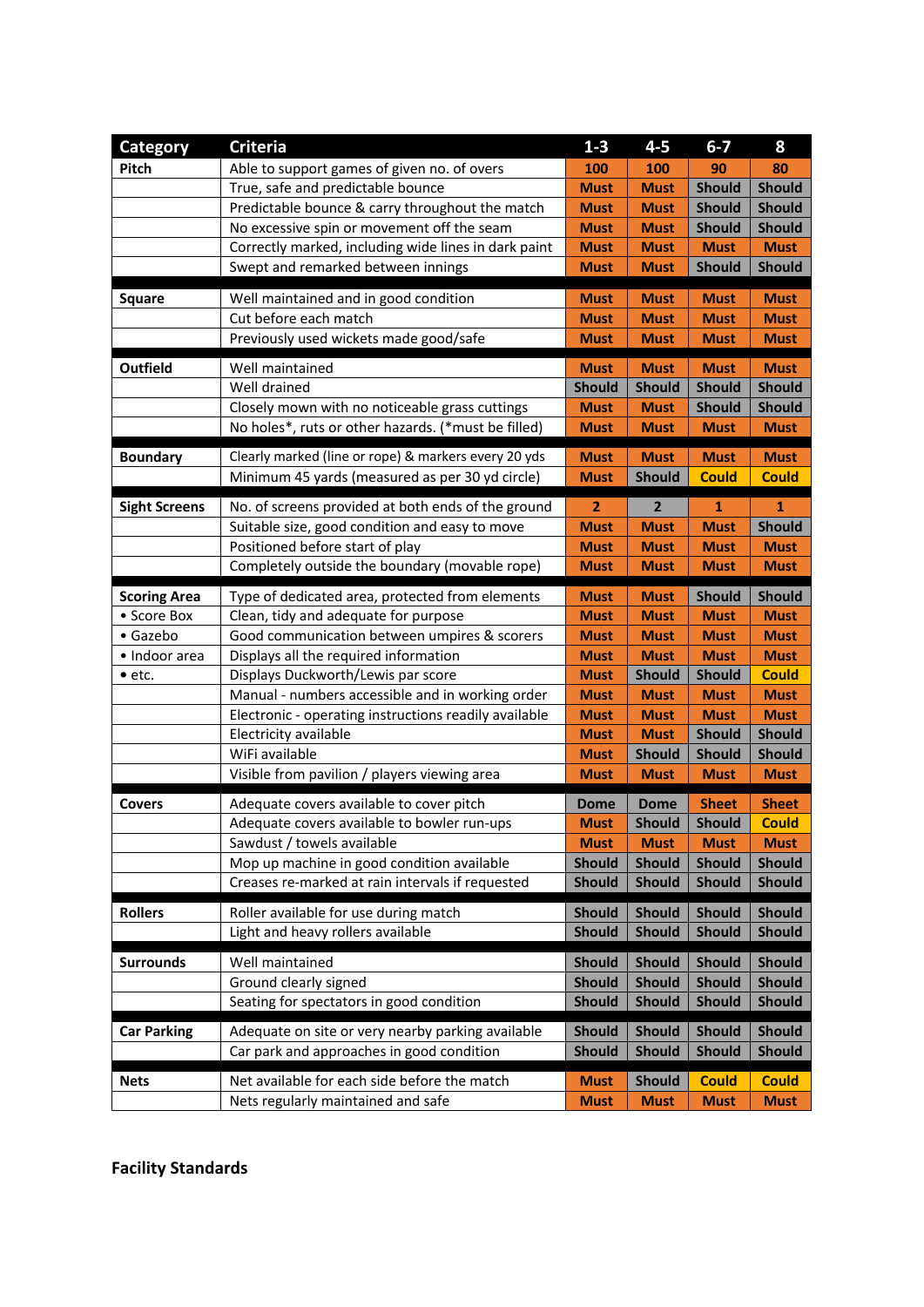| Category | Criteria | 1-3 | 4-5 | 6-7 | 8 |
|---|---|---|---|---|---|
| Pitch | Able to support games of given no. of overs | 100 | 100 | 90 | 80 |
| | True, safe and predictable bounce | Must | Must | Should | Should |
| | Predictable bounce & carry throughout the match | Must | Must | Should | Should |
| | No excessive spin or movement off the seam | Must | Must | Should | Should |
| | Correctly marked, including wide lines in dark paint | Must | Must | Must | Must |
| | Swept and remarked between innings | Must | Must | Should | Should |
| Square | Well maintained and in good condition | Must | Must | Must | Must |
| | Cut before each match | Must | Must | Must | Must |
| | Previously used wickets made good/safe | Must | Must | Must | Must |
| Outfield | Well maintained | Must | Must | Must | Must |
| | Well drained | Should | Should | Should | Should |
| | Closely mown with no noticeable grass cuttings | Must | Must | Should | Should |
| | No holes*, ruts or other hazards. (*must be filled) | Must | Must | Must | Must |
| Boundary | Clearly marked (line or rope) & markers every 20 yds | Must | Must | Must | Must |
| | Minimum 45 yards (measured as per 30 yd circle) | Must | Should | Could | Could |
| Sight Screens | No. of screens provided at both ends of the ground | 2 | 2 | 1 | 1 |
| | Suitable size, good condition and easy to move | Must | Must | Must | Should |
| | Positioned before start of play | Must | Must | Must | Must |
| | Completely outside the boundary (movable rope) | Must | Must | Must | Must |
| Scoring Area | Type of dedicated area, protected from elements | Must | Must | Should | Should |
| • Score Box | Clean, tidy and adequate for purpose | Must | Must | Must | Must |
| • Gazebo | Good communication between umpires & scorers | Must | Must | Must | Must |
| • Indoor area | Displays all the required information | Must | Must | Must | Must |
| • etc. | Displays Duckworth/Lewis par score | Must | Should | Should | Could |
| | Manual - numbers accessible and in working order | Must | Must | Must | Must |
| | Electronic - operating instructions readily available | Must | Must | Must | Must |
| | Electricity available | Must | Must | Should | Should |
| | WiFi available | Must | Should | Should | Should |
| | Visible from pavilion / players viewing area | Must | Must | Must | Must |
| Covers | Adequate covers available to cover pitch | Dome | Dome | Sheet | Sheet |
| | Adequate covers available to bowler run-ups | Must | Should | Should | Could |
| | Sawdust / towels available | Must | Must | Must | Must |
| | Mop up machine in good condition available | Should | Should | Should | Should |
| | Creases re-marked at rain intervals if requested | Should | Should | Should | Should |
| Rollers | Roller available for use during match | Should | Should | Should | Should |
| | Light and heavy rollers available | Should | Should | Should | Should |
| Surrounds | Well maintained | Should | Should | Should | Should |
| | Ground clearly signed | Should | Should | Should | Should |
| | Seating for spectators in good condition | Should | Should | Should | Should |
| Car Parking | Adequate on site or very nearby parking available | Should | Should | Should | Should |
| | Car park and approaches in good condition | Should | Should | Should | Should |
| Nets | Net available for each side before the match | Must | Should | Could | Could |
| | Nets regularly maintained and safe | Must | Must | Must | Must |

**Facility Standards**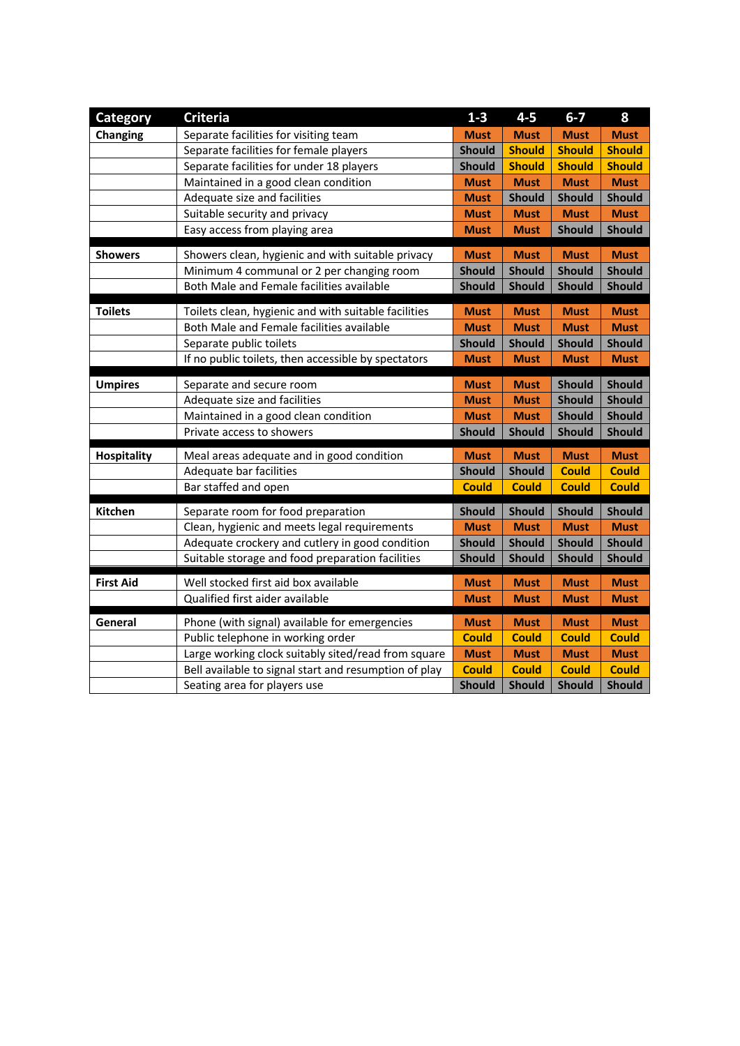| Category | Criteria | 1-3 | 4-5 | 6-7 | 8 |
|---|---|---|---|---|---|
| **Changing** | Separate facilities for visiting team | Must | Must | Must | Must |
| | Separate facilities for female players | Should | Should | Should | Should |
| | Separate facilities for under 18 players | Should | Should | Should | Should |
| | Maintained in a good clean condition | Must | Must | Must | Must |
| | Adequate size and facilities | Must | Should | Should | Should |
| | Suitable security and privacy | Must | Must | Must | Must |
| | Easy access from playing area | Must | Must | Should | Should |
| **Showers** | Showers clean, hygienic and with suitable privacy | Must | Must | Must | Must |
| | Minimum 4 communal or 2 per changing room | Should | Should | Should | Should |
| | Both Male and Female facilities available | Should | Should | Should | Should |
| **Toilets** | Toilets clean, hygienic and with suitable facilities | Must | Must | Must | Must |
| | Both Male and Female facilities available | Must | Must | Must | Must |
| | Separate public toilets | Should | Should | Should | Should |
| | If no public toilets, then accessible by spectators | Must | Must | Must | Must |
| **Umpires** | Separate and secure room | Must | Must | Should | Should |
| | Adequate size and facilities | Must | Must | Should | Should |
| | Maintained in a good clean condition | Must | Must | Should | Should |
| | Private access to showers | Should | Should | Should | Should |
| **Hospitality** | Meal areas adequate and in good condition | Must | Must | Must | Must |
| | Adequate bar facilities | Should | Should | Could | Could |
| | Bar staffed and open | Could | Could | Could | Could |
| **Kitchen** | Separate room for food preparation | Should | Should | Should | Should |
| | Clean, hygienic and meets legal requirements | Must | Must | Must | Must |
| | Adequate crockery and cutlery in good condition | Should | Should | Should | Should |
| | Suitable storage and food preparation facilities | Should | Should | Should | Should |
| **First Aid** | Well stocked first aid box available | Must | Must | Must | Must |
| | Qualified first aider available | Must | Must | Must | Must |
| **General** | Phone (with signal) available for emergencies | Must | Must | Must | Must |
| | Public telephone in working order | Could | Could | Could | Could |
| | Large working clock suitably sited/read from square | Must | Must | Must | Must |
| | Bell available to signal start and resumption of play | Could | Could | Could | Could |
| | Seating area for players use | Should | Should | Should | Should |